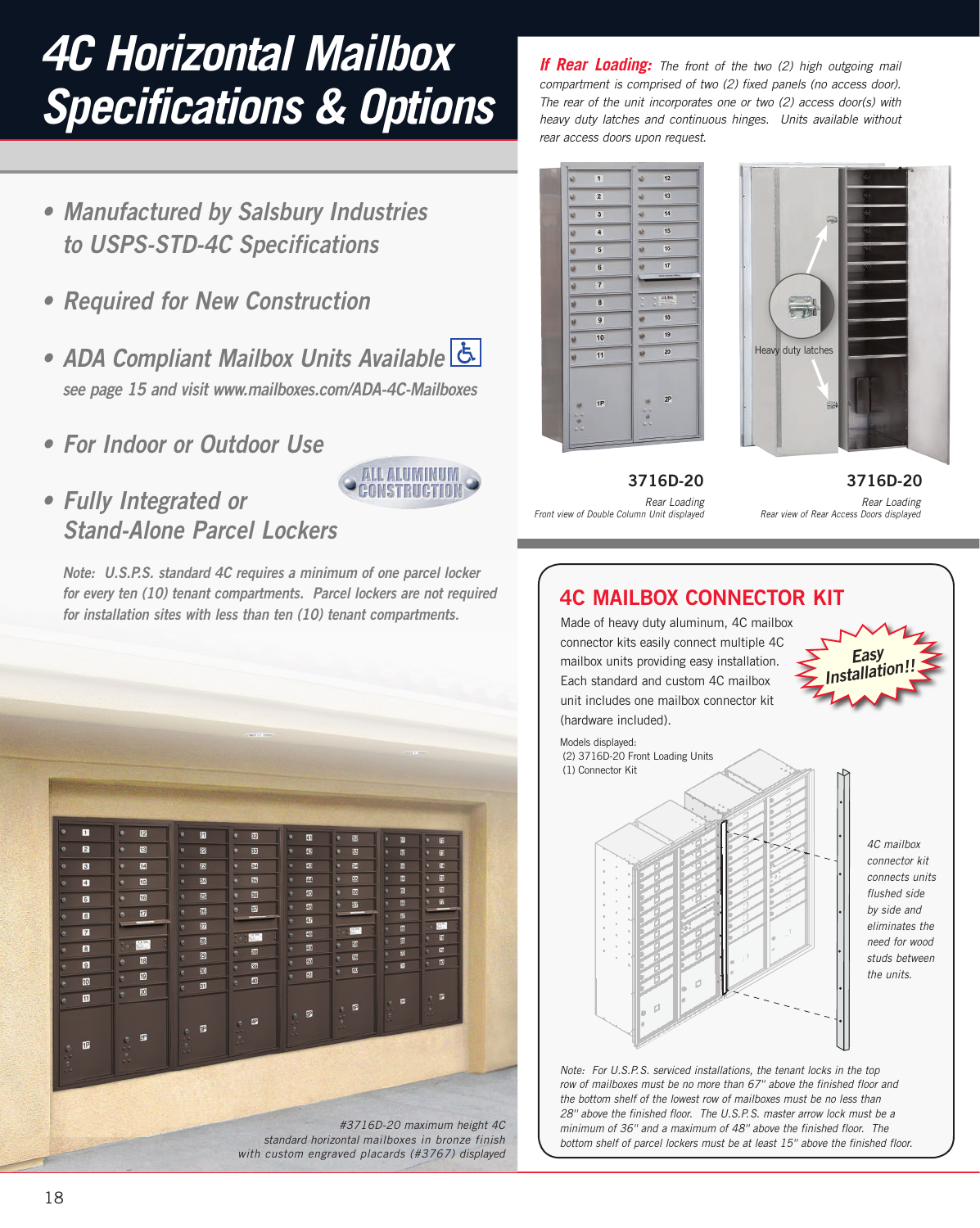# 4C Horizontal Mailbox Specifications & Options

- *Manufactured by Salsbury Industries to USPS-STD-4C Specifications*
- *Required for New Construction*
- *ADA Compliant Mailbox Units Available*
  *see page 15 and visit www.mailboxes.com/ADA-4C-Mailboxes*
- *For Indoor or Outdoor Use*
- *Fully Integrated or Stand-Alone Parcel Lockers*

ALL ALUMINUM CONSTRUCTION

*Note: U.S.P.S. standard 4C requires a minimum of one parcel locker for every ten (10) tenant compartments. Parcel lockers are not required for installation sites with less than ten (10) tenant compartments.*

*#3716D-20 maximum height 4C standard horizontal mailboxes in bronze finish with custom engraved placards (#3767) displayed*

***If Rear Loading:*** *The front of the two (2) high outgoing mail compartment is comprised of two (2) fixed panels (no access door). The rear of the unit incorporates one or two (2) access door(s) with heavy duty latches and continuous hinges. Units available without rear access doors upon request.*

Heavy duty latches

**3716D-20**
*Rear Loading*
*Front view of Double Column Unit displayed*

**3716D-20**
*Rear Loading*
*Rear view of Rear Access Doors displayed*

## 4C MAILBOX CONNECTOR KIT

Made of heavy duty aluminum, 4C mailbox connector kits easily connect multiple 4C mailbox units providing easy installation. Each standard and custom 4C mailbox unit includes one mailbox connector kit (hardware included).

**Easy Installation!!**

Models displayed:
(2) 3716D-20 Front Loading Units
(1) Connector Kit

*4C mailbox connector kit connects units flushed side by side and eliminates the need for wood studs between the units.*

*Note: For U.S.P.S. serviced installations, the tenant locks in the top row of mailboxes must be no more than 67" above the finished floor and the bottom shelf of the lowest row of mailboxes must be no less than 28" above the finished floor. The U.S.P.S. master arrow lock must be a minimum of 36" and a maximum of 48" above the finished floor. The bottom shelf of parcel lockers must be at least 15" above the finished floor.*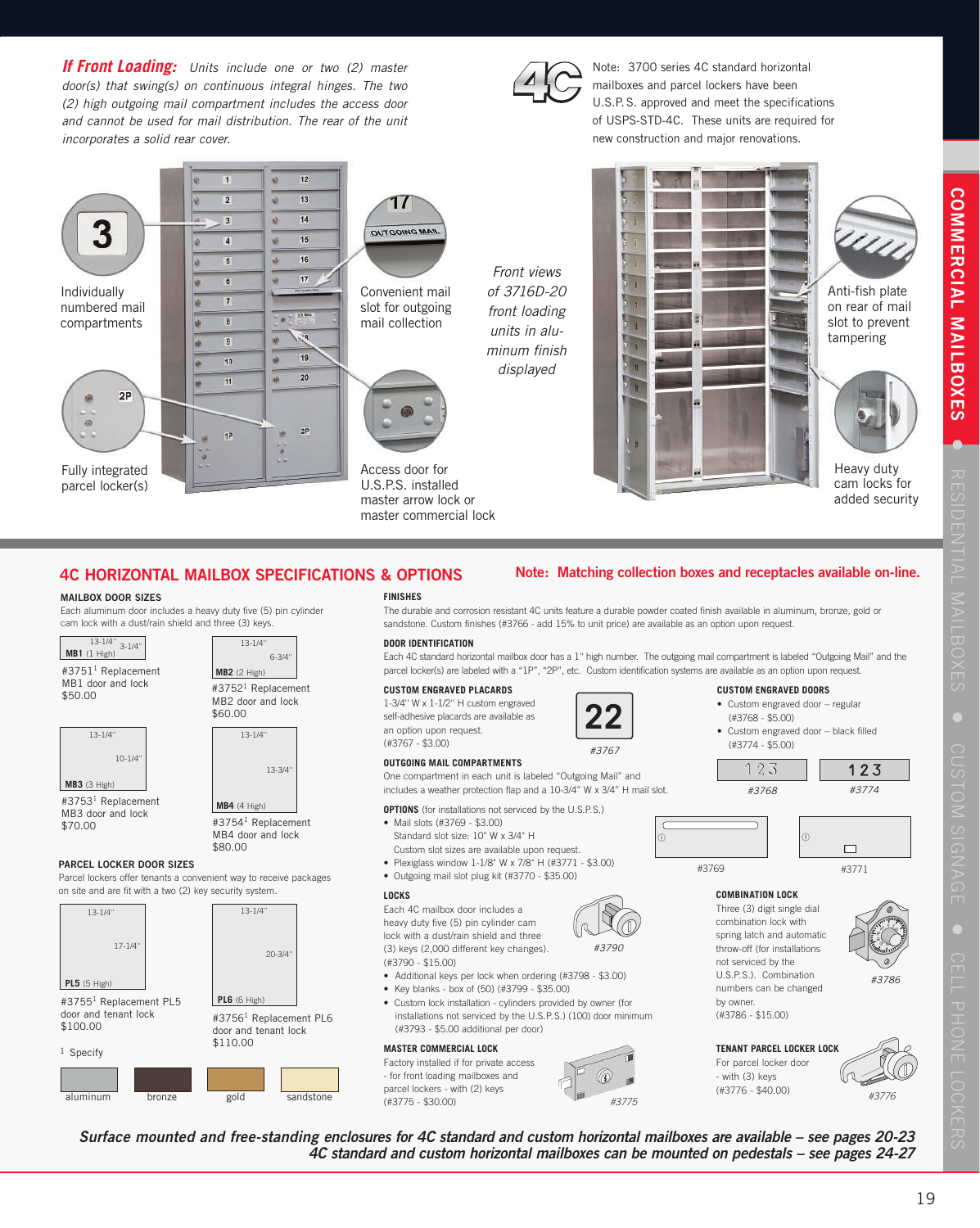***If Front Loading:*** *Units include one or two (2) master door(s) that swing(s) on continuous integral hinges. The two (2) high outgoing mail compartment includes the access door and cannot be used for mail distribution. The rear of the unit incorporates a solid rear cover.*

Note: 3700 series 4C standard horizontal mailboxes and parcel lockers have been U.S.P.S. approved and meet the specifications of USPS-STD-4C. These units are required for new construction and major renovations.

Individually numbered mail compartments

Convenient mail slot for outgoing mail collection

Fully integrated parcel locker(s)

Access door for U.S.P.S. installed master arrow lock or master commercial lock

*Front views of 3716D-20 front loading units in aluminum finish displayed*

Anti-fish plate on rear of mail slot to prevent tampering

Heavy duty cam locks for added security

## 4C HORIZONTAL MAILBOX SPECIFICATIONS & OPTIONS

**Note: Matching collection boxes and receptacles available on-line.**

### MAILBOX DOOR SIZES

Each aluminum door includes a heavy duty five (5) pin cylinder cam lock with a dust/rain shield and three (3) keys.

**MB1** (1 High) 13-1/4" x 3-1/4"
#3751[1] Replacement MB1 door and lock
$50.00

**MB2** (2 High) 13-1/4" x 6-3/4"
#3752[1] Replacement MB2 door and lock
$60.00

**MB3** (3 High) 13-1/4" x 10-1/4"
#3753[1] Replacement MB3 door and lock
$70.00

**MB4** (4 High) 13-1/4" x 13-3/4"
#3754[1] Replacement MB4 door and lock
$80.00

### PARCEL LOCKER DOOR SIZES

Parcel lockers offer tenants a convenient way to receive packages on site and are fit with a two (2) key security system.

**PL5** (5 High) 13-1/4" x 17-1/4"
#3755[1] Replacement PL5 door and tenant lock
$100.00

**PL6** (6 High) 13-1/4" x 20-3/4"
#3756[1] Replacement PL6 door and tenant lock
$110.00

[1] Specify

aluminum | bronze | gold | sandstone

### FINISHES

The durable and corrosion resistant 4C units feature a durable powder coated finish available in aluminum, bronze, gold or sandstone. Custom finishes (#3766 - add 15% to unit price) are available as an option upon request.

### DOOR IDENTIFICATION

Each 4C standard horizontal mailbox door has a 1" high number. The outgoing mail compartment is labeled "Outgoing Mail" and the parcel locker(s) are labeled with a "1P", "2P", etc. Custom identification systems are available as an option upon request.

### CUSTOM ENGRAVED PLACARDS

1-3/4" W x 1-1/2" H custom engraved self-adhesive placards are available as an option upon request.
(#3767 - $3.00)

#3767

### CUSTOM ENGRAVED DOORS

- Custom engraved door – regular (#3768 - $5.00)
- Custom engraved door – black filled (#3774 - $5.00)

#3768 #3774

### OUTGOING MAIL COMPARTMENTS

One compartment in each unit is labeled "Outgoing Mail" and includes a weather protection flap and a 10-3/4" W x 3/4" H mail slot.

**OPTIONS** (for installations not serviced by the U.S.P.S.)

- Mail slots (#3769 - $3.00)
  Standard slot size: 10" W x 3/4" H
  Custom slot sizes are available upon request.
- Plexiglass window 1-1/8" W x 7/8" H (#3771 - $3.00)
- Outgoing mail slot plug kit (#3770 - $35.00)

#3769 #3771

### LOCKS

Each 4C mailbox door includes a heavy duty five (5) pin cylinder cam lock with a dust/rain shield and three (3) keys (2,000 different key changes). (#3790 - $15.00)

#3790

- Additional keys per lock when ordering (#3798 - $3.00)
- Key blanks - box of (50) (#3799 - $35.00)
- Custom lock installation - cylinders provided by owner (for installations not serviced by the U.S.P.S.) (100) door minimum (#3793 - $5.00 additional per door)

### COMBINATION LOCK

Three (3) digit single dial combination lock with spring latch and automatic throw-off (for installations not serviced by the U.S.P.S.). Combination numbers can be changed by owner.
(#3786 - $15.00)

#3786

### MASTER COMMERCIAL LOCK

Factory installed if for private access - for front loading mailboxes and parcel lockers - with (2) keys
(#3775 - $30.00)

#3775

### TENANT PARCEL LOCKER LOCK

For parcel locker door - with (3) keys
(#3776 - $40.00)

#3776

***Surface mounted and free-standing enclosures for 4C standard and custom horizontal mailboxes are available – see pages 20-23***
***4C standard and custom horizontal mailboxes can be mounted on pedestals – see pages 24-27***